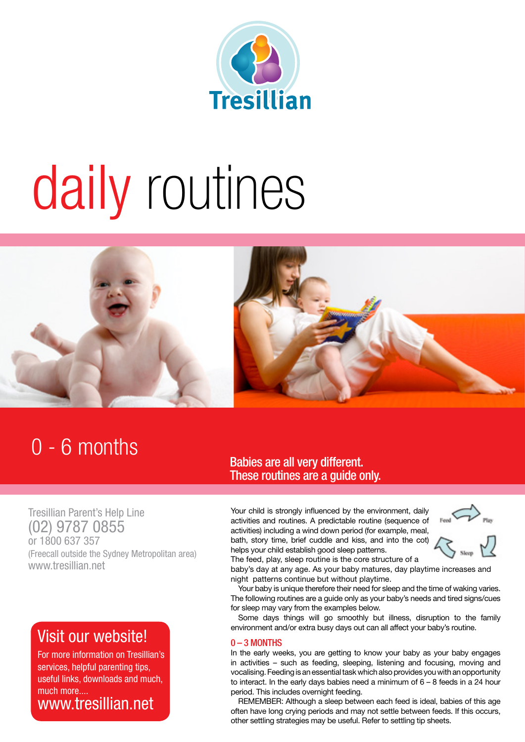Tresillian

# daily routines

## 0 - 6 months

**Babies are all very different. These routines are a guide only.**

Tresillian Parent's Help Line
(02) 9787 0855
or 1800 637 357
(Freecall outside the Sydney Metropolitan area)
www.tresillian.net

### Visit our website!

For more information on Tresillian's services, helpful parenting tips, useful links, downloads and much, much more....

www.tresillian.net

Your child is strongly influenced by the environment, daily activities and routines. A predictable routine (sequence of activities) including a wind down period (for example, meal, bath, story time, brief cuddle and kiss, and into the cot) helps your child establish good sleep patterns.

Feed → Play → Sleep

The feed, play, sleep routine is the core structure of a baby's day at any age. As your baby matures, day playtime increases and night patterns continue but without playtime.

Your baby is unique therefore their need for sleep and the time of waking varies. The following routines are a guide only as your baby's needs and tired signs/cues for sleep may vary from the examples below.

Some days things will go smoothly but illness, disruption to the family environment and/or extra busy days out can all affect your baby's routine.

### 0 – 3 MONTHS

In the early weeks, you are getting to know your baby as your baby engages in activities – such as feeding, sleeping, listening and focusing, moving and vocalising. Feeding is an essential task which also provides you with an opportunity to interact. In the early days babies need a minimum of 6 – 8 feeds in a 24 hour period. This includes overnight feeding.

REMEMBER: Although a sleep between each feed is ideal, babies of this age often have long crying periods and may not settle between feeds. If this occurs, other settling strategies may be useful. Refer to settling tip sheets.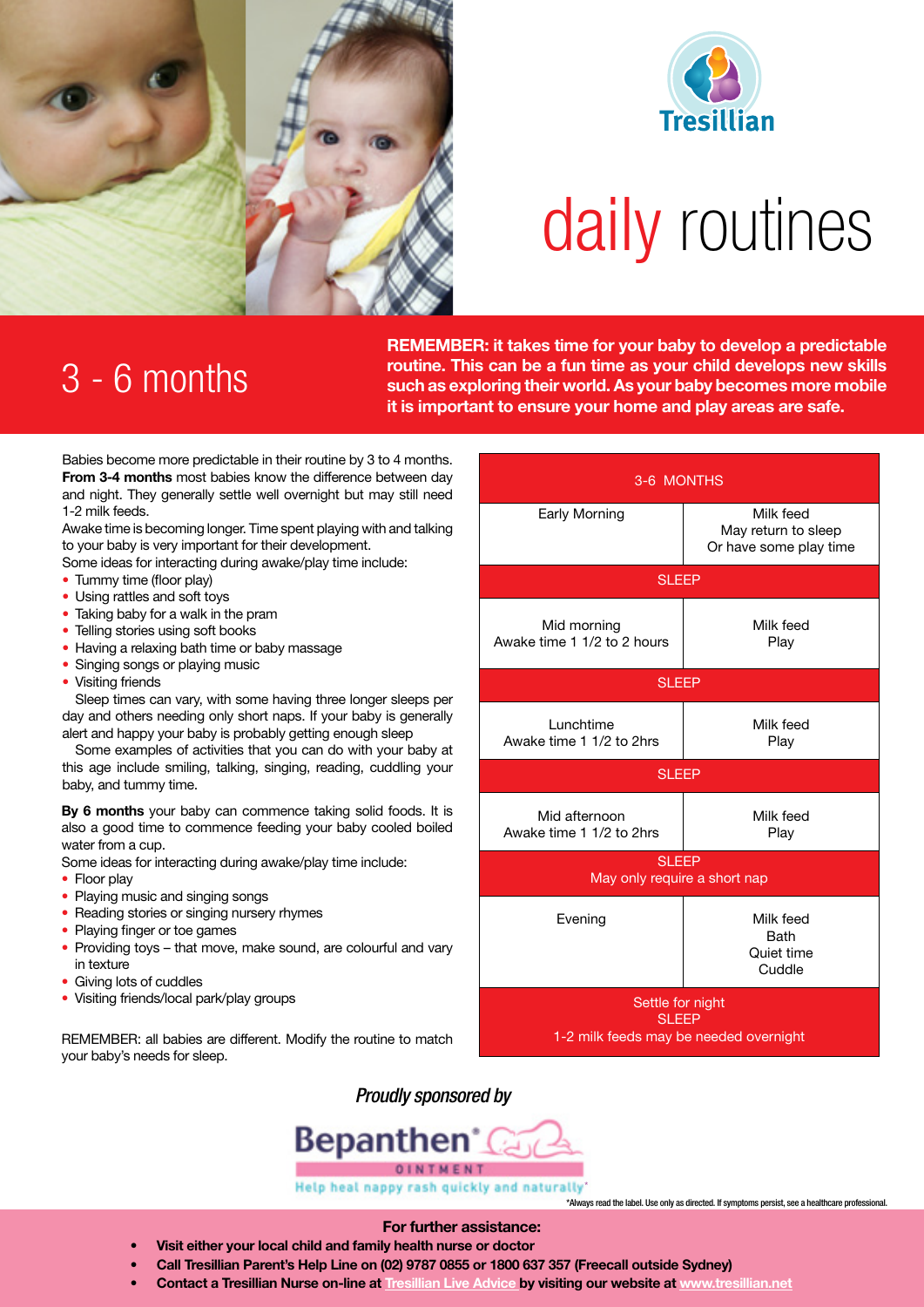# daily routines

## 3 - 6 months

**REMEMBER: it takes time for your baby to develop a predictable routine. This can be a fun time as your child develops new skills such as exploring their world. As your baby becomes more mobile it is important to ensure your home and play areas are safe.**

Babies become more predictable in their routine by 3 to 4 months. **From 3-4 months** most babies know the difference between day and night. They generally settle well overnight but may still need 1-2 milk feeds.

Awake time is becoming longer. Time spent playing with and talking to your baby is very important for their development.

Some ideas for interacting during awake/play time include:

- Tummy time (floor play)
- Using rattles and soft toys
- Taking baby for a walk in the pram
- Telling stories using soft books
- Having a relaxing bath time or baby massage
- Singing songs or playing music
- Visiting friends

Sleep times can vary, with some having three longer sleeps per day and others needing only short naps. If your baby is generally alert and happy your baby is probably getting enough sleep

Some examples of activities that you can do with your baby at this age include smiling, talking, singing, reading, cuddling your baby, and tummy time.

**By 6 months** your baby can commence taking solid foods. It is also a good time to commence feeding your baby cooled boiled water from a cup.

Some ideas for interacting during awake/play time include:

- Floor play
- Playing music and singing songs
- Reading stories or singing nursery rhymes
- Playing finger or toe games
- Providing toys – that move, make sound, are colourful and vary in texture
- Giving lots of cuddles
- Visiting friends/local park/play groups

REMEMBER: all babies are different. Modify the routine to match your baby's needs for sleep.

| 3-6 MONTHS | |
|---|---|
| Early Morning | Milk feed<br>May return to sleep<br>Or have some play time |
| SLEEP | |
| Mid morning<br>Awake time 1 1/2 to 2 hours | Milk feed<br>Play |
| SLEEP | |
| Lunchtime<br>Awake time 1 1/2 to 2hrs | Milk feed<br>Play |
| SLEEP | |
| Mid afternoon<br>Awake time 1 1/2 to 2hrs | Milk feed<br>Play |
| SLEEP<br>May only require a short nap | |
| Evening | Milk feed<br>Bath<br>Quiet time<br>Cuddle |
| Settle for night<br>SLEEP<br>1-2 milk feeds may be needed overnight | |

*Proudly sponsored by*

Bepanthen® OINTMENT
Help heal nappy rash quickly and naturally*

*Always read the label. Use only as directed. If symptoms persist, see a healthcare professional.

**For further assistance:**

- **Visit either your local child and family health nurse or doctor**
- **Call Tresillian Parent's Help Line on (02) 9787 0855 or 1800 637 357 (Freecall outside Sydney)**
- **Contact a Tresillian Nurse on-line at Tresillian Live Advice by visiting our website at www.tresillian.net**